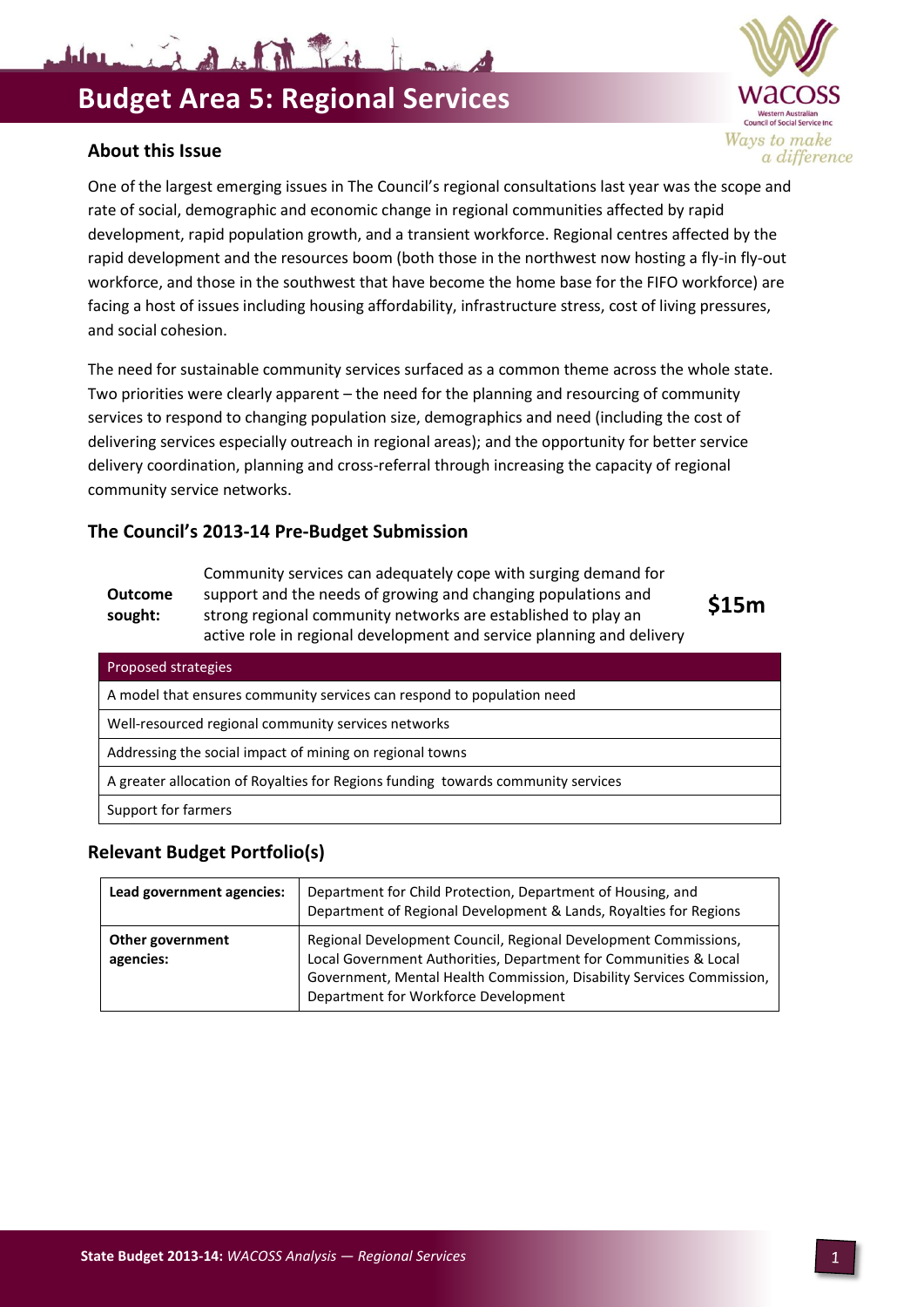# Budget Area 5: Regional Services

## About this Issue

One of the largest emerging issues in The Council's regional consultations last year was the scope and rate of social, demographic and economic change in regional communities affected by rapid development, rapid population growth, and a transient workforce. Regional centres affected by the rapid development and the resources boom (both those in the northwest now hosting a fly-in fly-out workforce, and those in the southwest that have become the home base for the FIFO workforce) are facing a host of issues including housing affordability, infrastructure stress, cost of living pressures, and social cohesion.

The need for sustainable community services surfaced as a common theme across the whole state. Two priorities were clearly apparent – the need for the planning and resourcing of community services to respond to changing population size, demographics and need (including the cost of delivering services especially outreach in regional areas); and the opportunity for better service delivery coordination, planning and cross-referral through increasing the capacity of regional community service networks.

## The Council's 2013-14 Pre-Budget Submission

| **Outcome sought:** | Community services can adequately cope with surging demand for support and the needs of growing and changing populations and strong regional community networks are established to play an active role in regional development and service planning and delivery | **$15m** |
|---|---|---|

| Proposed strategies |
|---|
| A model that ensures community services can respond to population need |
| Well-resourced regional community services networks |
| Addressing the social impact of mining on regional towns |
| A greater allocation of Royalties for Regions funding towards community services |
| Support for farmers |

## Relevant Budget Portfolio(s)

| | |
|---|---|
| **Lead government agencies:** | Department for Child Protection, Department of Housing, and Department of Regional Development & Lands, Royalties for Regions |
| **Other government agencies:** | Regional Development Council, Regional Development Commissions, Local Government Authorities, Department for Communities & Local Government, Mental Health Commission, Disability Services Commission, Department for Workforce Development |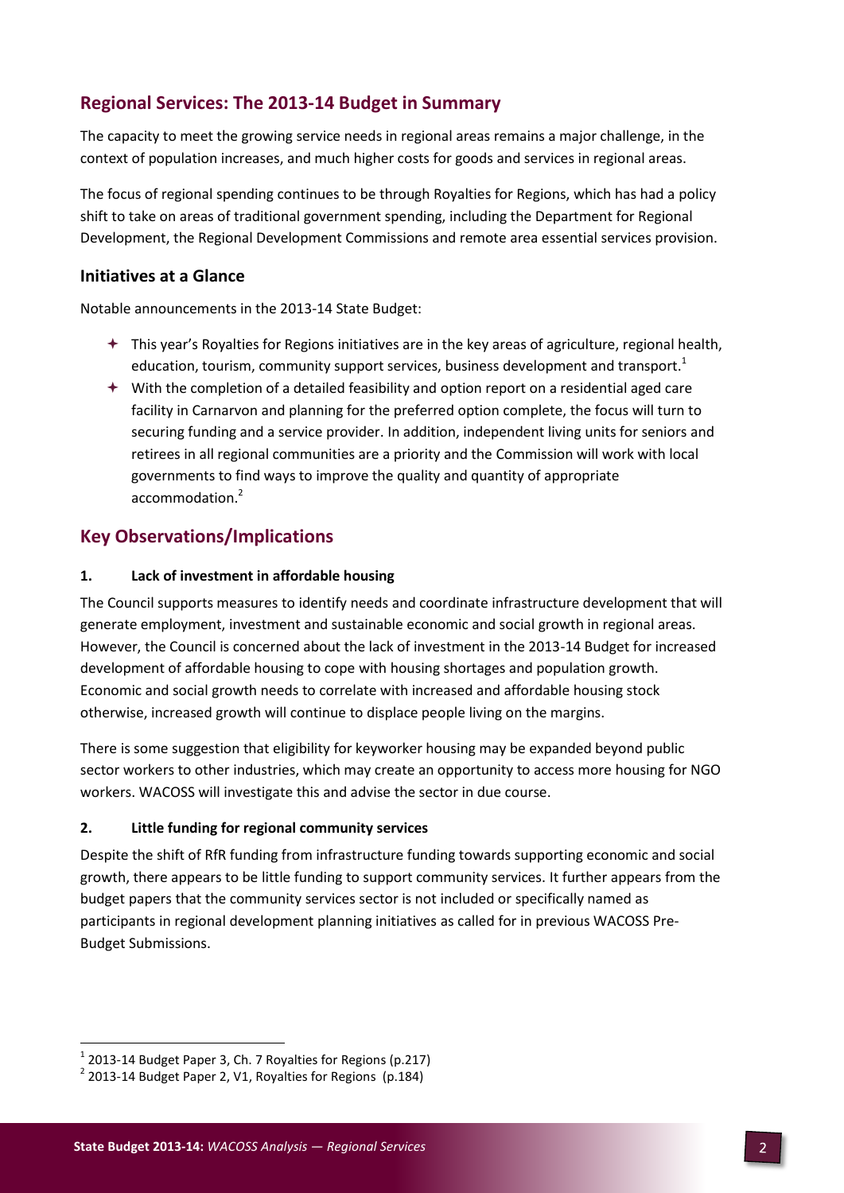## Regional Services: The 2013-14 Budget in Summary

The capacity to meet the growing service needs in regional areas remains a major challenge, in the context of population increases, and much higher costs for goods and services in regional areas.

The focus of regional spending continues to be through Royalties for Regions, which has had a policy shift to take on areas of traditional government spending, including the Department for Regional Development, the Regional Development Commissions and remote area essential services provision.

### Initiatives at a Glance

Notable announcements in the 2013-14 State Budget:

- This year's Royalties for Regions initiatives are in the key areas of agriculture, regional health, education, tourism, community support services, business development and transport.[1]
- With the completion of a detailed feasibility and option report on a residential aged care facility in Carnarvon and planning for the preferred option complete, the focus will turn to securing funding and a service provider. In addition, independent living units for seniors and retirees in all regional communities are a priority and the Commission will work with local governments to find ways to improve the quality and quantity of appropriate accommodation.[2]

## Key Observations/Implications

#### 1. Lack of investment in affordable housing

The Council supports measures to identify needs and coordinate infrastructure development that will generate employment, investment and sustainable economic and social growth in regional areas. However, the Council is concerned about the lack of investment in the 2013-14 Budget for increased development of affordable housing to cope with housing shortages and population growth. Economic and social growth needs to correlate with increased and affordable housing stock otherwise, increased growth will continue to displace people living on the margins.

There is some suggestion that eligibility for keyworker housing may be expanded beyond public sector workers to other industries, which may create an opportunity to access more housing for NGO workers. WACOSS will investigate this and advise the sector in due course.

#### 2. Little funding for regional community services

Despite the shift of RfR funding from infrastructure funding towards supporting economic and social growth, there appears to be little funding to support community services. It further appears from the budget papers that the community services sector is not included or specifically named as participants in regional development planning initiatives as called for in previous WACOSS Pre-Budget Submissions.

---

[1] 2013-14 Budget Paper 3, Ch. 7 Royalties for Regions (p.217)

[2] 2013-14 Budget Paper 2, V1, Royalties for Regions (p.184)